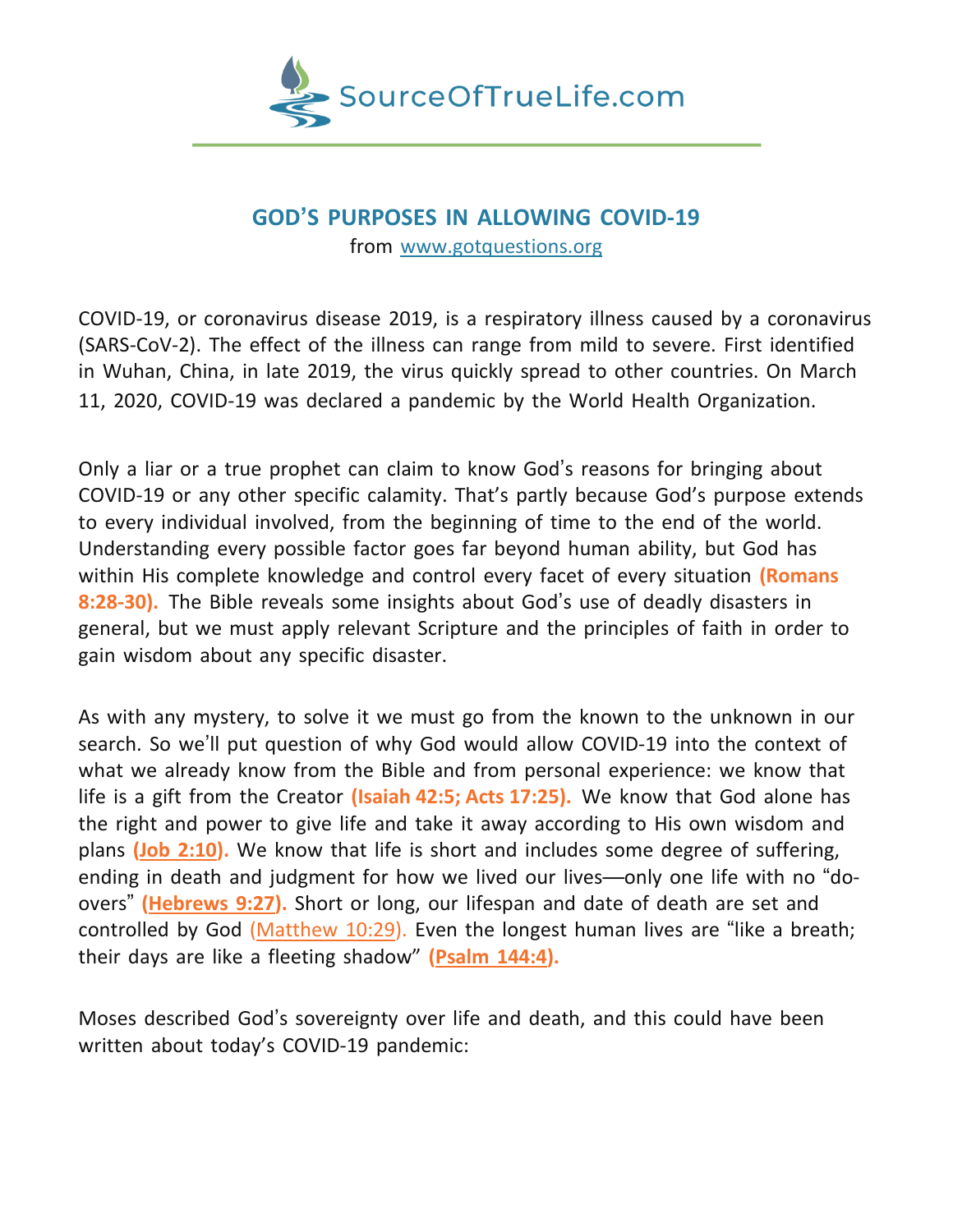SourceOfTrueLife.com

## GOD'S PURPOSES IN ALLOWING COVID-19

from [www.gotquestions.org](www.gotquestions.org)

COVID-19, or coronavirus disease 2019, is a respiratory illness caused by a coronavirus (SARS-CoV-2). The effect of the illness can range from mild to severe. First identified in Wuhan, China, in late 2019, the virus quickly spread to other countries. On March 11, 2020, COVID-19 was declared a pandemic by the World Health Organization.

Only a liar or a true prophet can claim to know God's reasons for bringing about COVID-19 or any other specific calamity. That's partly because God's purpose extends to every individual involved, from the beginning of time to the end of the world. Understanding every possible factor goes far beyond human ability, but God has within His complete knowledge and control every facet of every situation **(Romans 8:28-30).** The Bible reveals some insights about God's use of deadly disasters in general, but we must apply relevant Scripture and the principles of faith in order to gain wisdom about any specific disaster.

As with any mystery, to solve it we must go from the known to the unknown in our search. So we'll put question of why God would allow COVID-19 into the context of what we already know from the Bible and from personal experience: we know that life is a gift from the Creator **(Isaiah 42:5; Acts 17:25).** We know that God alone has the right and power to give life and take it away according to His own wisdom and plans **(Job 2:10).** We know that life is short and includes some degree of suffering, ending in death and judgment for how we lived our lives—only one life with no "do-overs" **(Hebrews 9:27).** Short or long, our lifespan and date of death are set and controlled by God (Matthew 10:29). Even the longest human lives are "like a breath; their days are like a fleeting shadow" **(Psalm 144:4).**

Moses described God's sovereignty over life and death, and this could have been written about today's COVID-19 pandemic: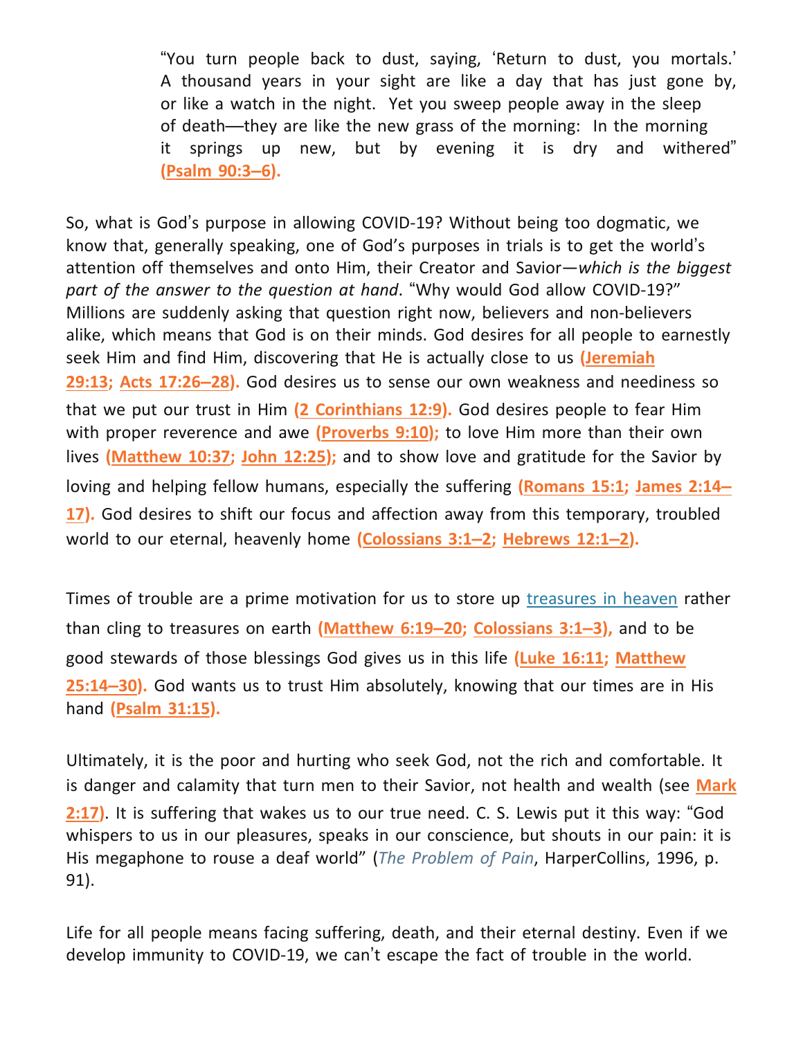> "You turn people back to dust, saying, 'Return to dust, you mortals.' A thousand years in your sight are like a day that has just gone by, or like a watch in the night. Yet you sweep people away in the sleep of death—they are like the new grass of the morning: In the morning it springs up new, but by evening it is dry and withered" **(Psalm 90:3–6).**

So, what is God's purpose in allowing COVID-19? Without being too dogmatic, we know that, generally speaking, one of God's purposes in trials is to get the world's attention off themselves and onto Him, their Creator and Savior—*which is the biggest part of the answer to the question at hand*. "Why would God allow COVID-19?" Millions are suddenly asking that question right now, believers and non-believers alike, which means that God is on their minds. God desires for all people to earnestly seek Him and find Him, discovering that He is actually close to us **(Jeremiah 29:13; Acts 17:26–28).** God desires us to sense our own weakness and neediness so that we put our trust in Him **(2 Corinthians 12:9).** God desires people to fear Him with proper reverence and awe **(Proverbs 9:10);** to love Him more than their own lives **(Matthew 10:37; John 12:25);** and to show love and gratitude for the Savior by loving and helping fellow humans, especially the suffering **(Romans 15:1; James 2:14–17).** God desires to shift our focus and affection away from this temporary, troubled world to our eternal, heavenly home **(Colossians 3:1–2; Hebrews 12:1–2).**

Times of trouble are a prime motivation for us to store up treasures in heaven rather than cling to treasures on earth **(Matthew 6:19–20; Colossians 3:1–3),** and to be good stewards of those blessings God gives us in this life **(Luke 16:11; Matthew 25:14–30).** God wants us to trust Him absolutely, knowing that our times are in His hand **(Psalm 31:15).**

Ultimately, it is the poor and hurting who seek God, not the rich and comfortable. It is danger and calamity that turn men to their Savior, not health and wealth (see **Mark 2:17**). It is suffering that wakes us to our true need. C. S. Lewis put it this way: "God whispers to us in our pleasures, speaks in our conscience, but shouts in our pain: it is His megaphone to rouse a deaf world" (*The Problem of Pain*, HarperCollins, 1996, p. 91).

Life for all people means facing suffering, death, and their eternal destiny. Even if we develop immunity to COVID-19, we can't escape the fact of trouble in the world.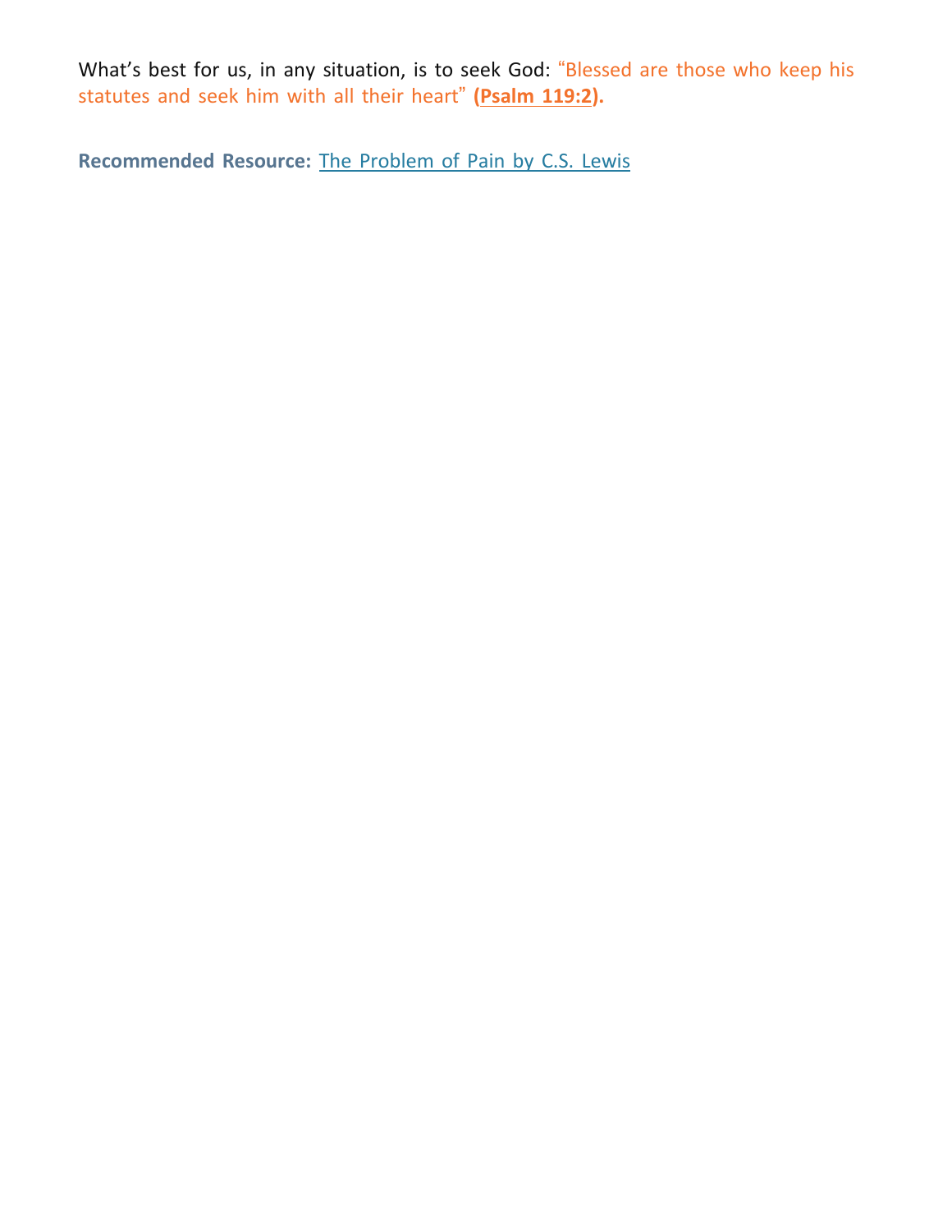What's best for us, in any situation, is to seek God: "Blessed are those who keep his statutes and seek him with all their heart" **(Psalm 119:2).**

**Recommended Resource:** The Problem of Pain by C.S. Lewis